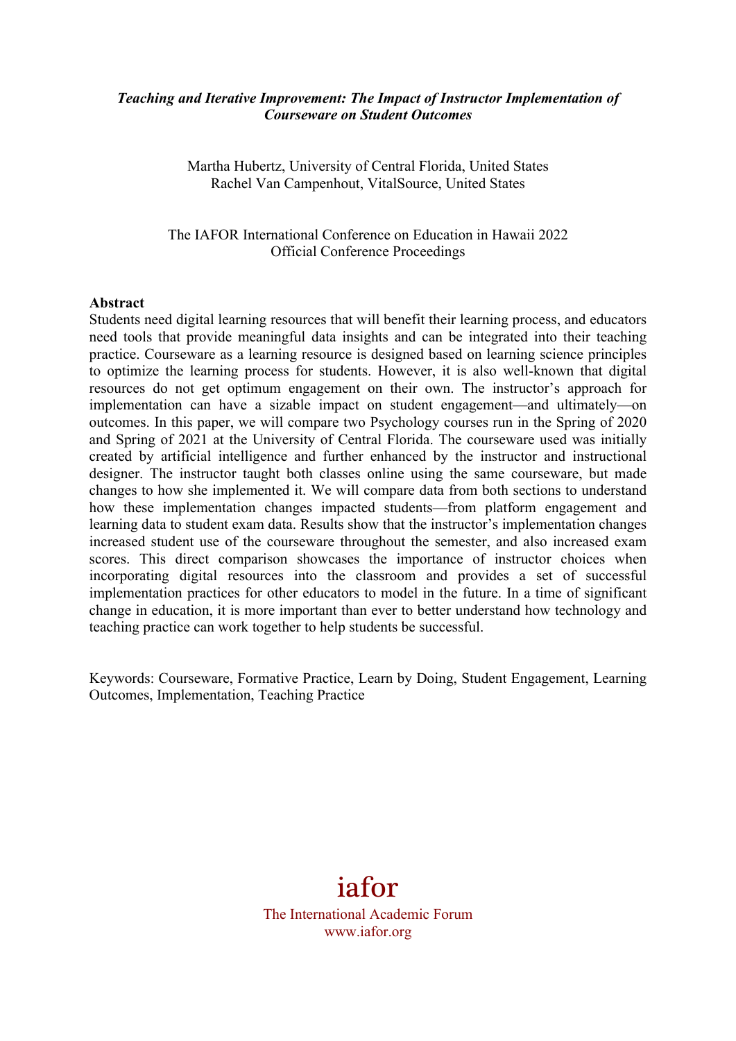***Teaching and Iterative Improvement: The Impact of Instructor Implementation of Courseware on Student Outcomes***

Martha Hubertz, University of Central Florida, United States
Rachel Van Campenhout, VitalSource, United States

The IAFOR International Conference on Education in Hawaii 2022
Official Conference Proceedings

**Abstract**

Students need digital learning resources that will benefit their learning process, and educators need tools that provide meaningful data insights and can be integrated into their teaching practice. Courseware as a learning resource is designed based on learning science principles to optimize the learning process for students. However, it is also well-known that digital resources do not get optimum engagement on their own. The instructor's approach for implementation can have a sizable impact on student engagement—and ultimately—on outcomes. In this paper, we will compare two Psychology courses run in the Spring of 2020 and Spring of 2021 at the University of Central Florida. The courseware used was initially created by artificial intelligence and further enhanced by the instructor and instructional designer. The instructor taught both classes online using the same courseware, but made changes to how she implemented it. We will compare data from both sections to understand how these implementation changes impacted students—from platform engagement and learning data to student exam data. Results show that the instructor's implementation changes increased student use of the courseware throughout the semester, and also increased exam scores. This direct comparison showcases the importance of instructor choices when incorporating digital resources into the classroom and provides a set of successful implementation practices for other educators to model in the future. In a time of significant change in education, it is more important than ever to better understand how technology and teaching practice can work together to help students be successful.

Keywords: Courseware, Formative Practice, Learn by Doing, Student Engagement, Learning Outcomes, Implementation, Teaching Practice

iafor
The International Academic Forum
www.iafor.org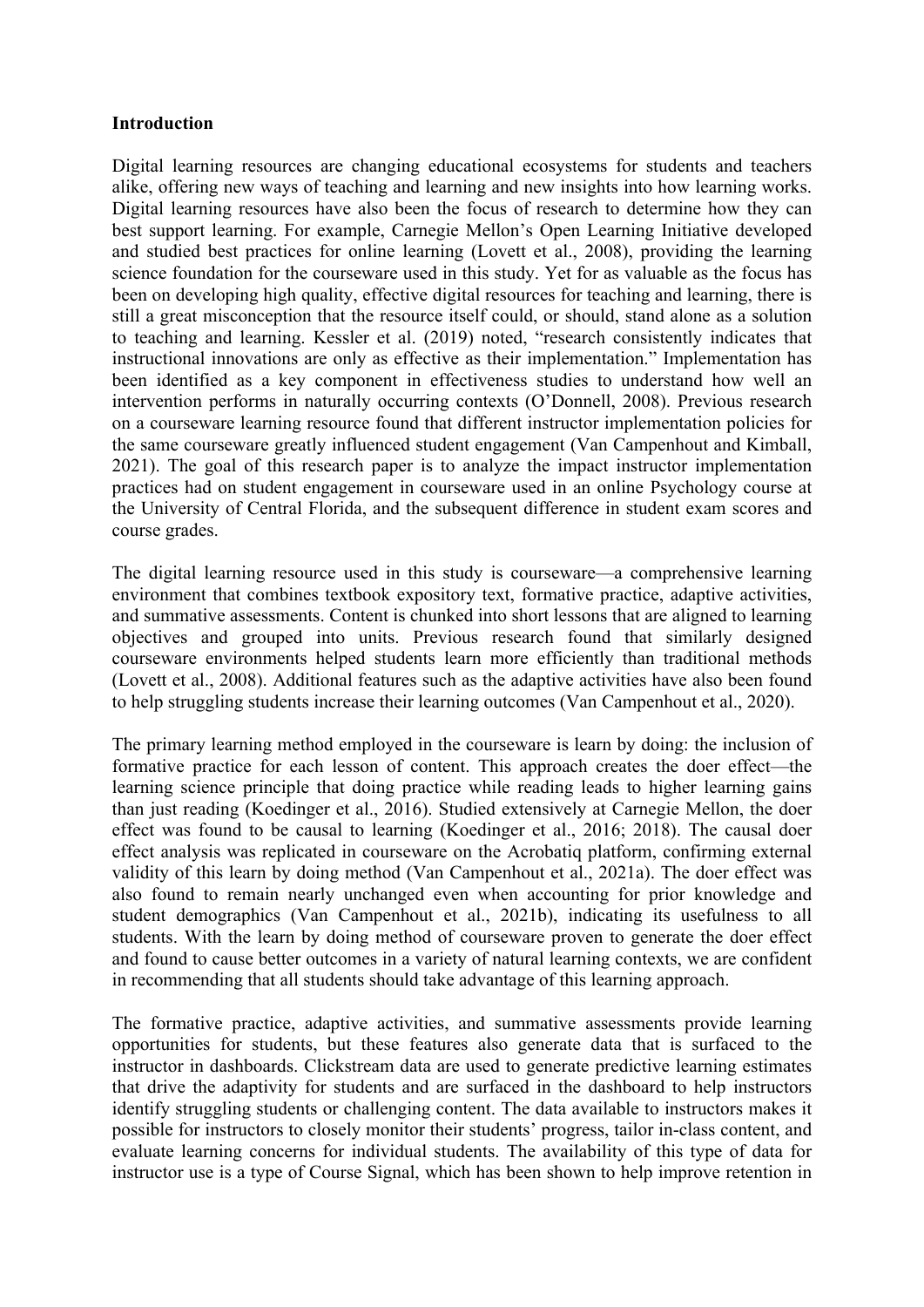**Introduction**

Digital learning resources are changing educational ecosystems for students and teachers alike, offering new ways of teaching and learning and new insights into how learning works. Digital learning resources have also been the focus of research to determine how they can best support learning. For example, Carnegie Mellon's Open Learning Initiative developed and studied best practices for online learning (Lovett et al., 2008), providing the learning science foundation for the courseware used in this study. Yet for as valuable as the focus has been on developing high quality, effective digital resources for teaching and learning, there is still a great misconception that the resource itself could, or should, stand alone as a solution to teaching and learning. Kessler et al. (2019) noted, "research consistently indicates that instructional innovations are only as effective as their implementation." Implementation has been identified as a key component in effectiveness studies to understand how well an intervention performs in naturally occurring contexts (O'Donnell, 2008). Previous research on a courseware learning resource found that different instructor implementation policies for the same courseware greatly influenced student engagement (Van Campenhout and Kimball, 2021). The goal of this research paper is to analyze the impact instructor implementation practices had on student engagement in courseware used in an online Psychology course at the University of Central Florida, and the subsequent difference in student exam scores and course grades.

The digital learning resource used in this study is courseware—a comprehensive learning environment that combines textbook expository text, formative practice, adaptive activities, and summative assessments. Content is chunked into short lessons that are aligned to learning objectives and grouped into units. Previous research found that similarly designed courseware environments helped students learn more efficiently than traditional methods (Lovett et al., 2008). Additional features such as the adaptive activities have also been found to help struggling students increase their learning outcomes (Van Campenhout et al., 2020).

The primary learning method employed in the courseware is learn by doing: the inclusion of formative practice for each lesson of content. This approach creates the doer effect—the learning science principle that doing practice while reading leads to higher learning gains than just reading (Koedinger et al., 2016). Studied extensively at Carnegie Mellon, the doer effect was found to be causal to learning (Koedinger et al., 2016; 2018). The causal doer effect analysis was replicated in courseware on the Acrobatiq platform, confirming external validity of this learn by doing method (Van Campenhout et al., 2021a). The doer effect was also found to remain nearly unchanged even when accounting for prior knowledge and student demographics (Van Campenhout et al., 2021b), indicating its usefulness to all students. With the learn by doing method of courseware proven to generate the doer effect and found to cause better outcomes in a variety of natural learning contexts, we are confident in recommending that all students should take advantage of this learning approach.

The formative practice, adaptive activities, and summative assessments provide learning opportunities for students, but these features also generate data that is surfaced to the instructor in dashboards. Clickstream data are used to generate predictive learning estimates that drive the adaptivity for students and are surfaced in the dashboard to help instructors identify struggling students or challenging content. The data available to instructors makes it possible for instructors to closely monitor their students' progress, tailor in-class content, and evaluate learning concerns for individual students. The availability of this type of data for instructor use is a type of Course Signal, which has been shown to help improve retention in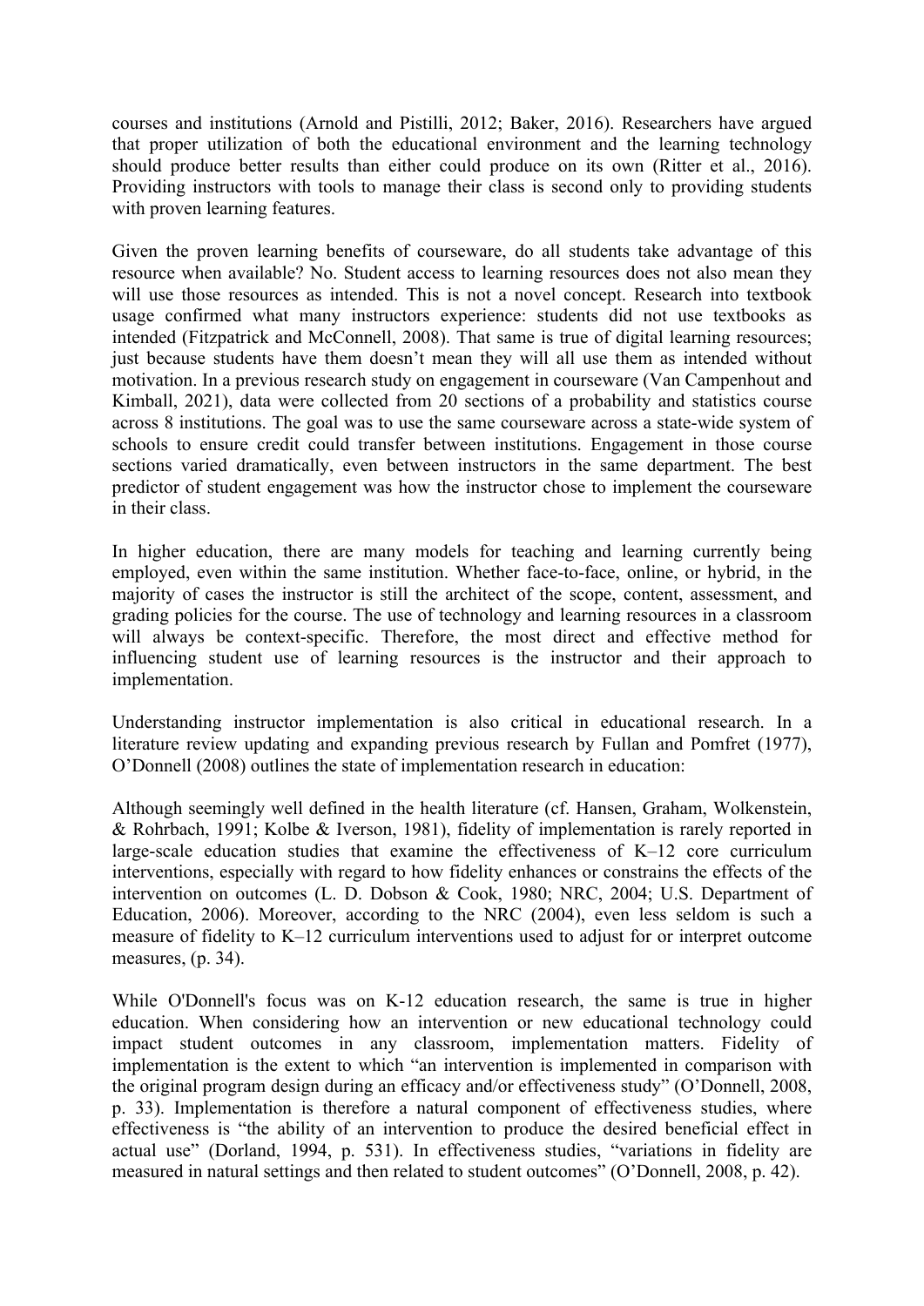courses and institutions (Arnold and Pistilli, 2012; Baker, 2016). Researchers have argued that proper utilization of both the educational environment and the learning technology should produce better results than either could produce on its own (Ritter et al., 2016). Providing instructors with tools to manage their class is second only to providing students with proven learning features.

Given the proven learning benefits of courseware, do all students take advantage of this resource when available? No. Student access to learning resources does not also mean they will use those resources as intended. This is not a novel concept. Research into textbook usage confirmed what many instructors experience: students did not use textbooks as intended (Fitzpatrick and McConnell, 2008). That same is true of digital learning resources; just because students have them doesn't mean they will all use them as intended without motivation. In a previous research study on engagement in courseware (Van Campenhout and Kimball, 2021), data were collected from 20 sections of a probability and statistics course across 8 institutions. The goal was to use the same courseware across a state-wide system of schools to ensure credit could transfer between institutions. Engagement in those course sections varied dramatically, even between instructors in the same department. The best predictor of student engagement was how the instructor chose to implement the courseware in their class.

In higher education, there are many models for teaching and learning currently being employed, even within the same institution. Whether face-to-face, online, or hybrid, in the majority of cases the instructor is still the architect of the scope, content, assessment, and grading policies for the course. The use of technology and learning resources in a classroom will always be context-specific. Therefore, the most direct and effective method for influencing student use of learning resources is the instructor and their approach to implementation.

Understanding instructor implementation is also critical in educational research. In a literature review updating and expanding previous research by Fullan and Pomfret (1977), O'Donnell (2008) outlines the state of implementation research in education:

Although seemingly well defined in the health literature (cf. Hansen, Graham, Wolkenstein, & Rohrbach, 1991; Kolbe & Iverson, 1981), fidelity of implementation is rarely reported in large-scale education studies that examine the effectiveness of K–12 core curriculum interventions, especially with regard to how fidelity enhances or constrains the effects of the intervention on outcomes (L. D. Dobson & Cook, 1980; NRC, 2004; U.S. Department of Education, 2006). Moreover, according to the NRC (2004), even less seldom is such a measure of fidelity to K–12 curriculum interventions used to adjust for or interpret outcome measures, (p. 34).

While O'Donnell's focus was on K-12 education research, the same is true in higher education. When considering how an intervention or new educational technology could impact student outcomes in any classroom, implementation matters. Fidelity of implementation is the extent to which "an intervention is implemented in comparison with the original program design during an efficacy and/or effectiveness study" (O'Donnell, 2008, p. 33). Implementation is therefore a natural component of effectiveness studies, where effectiveness is "the ability of an intervention to produce the desired beneficial effect in actual use" (Dorland, 1994, p. 531). In effectiveness studies, "variations in fidelity are measured in natural settings and then related to student outcomes" (O'Donnell, 2008, p. 42).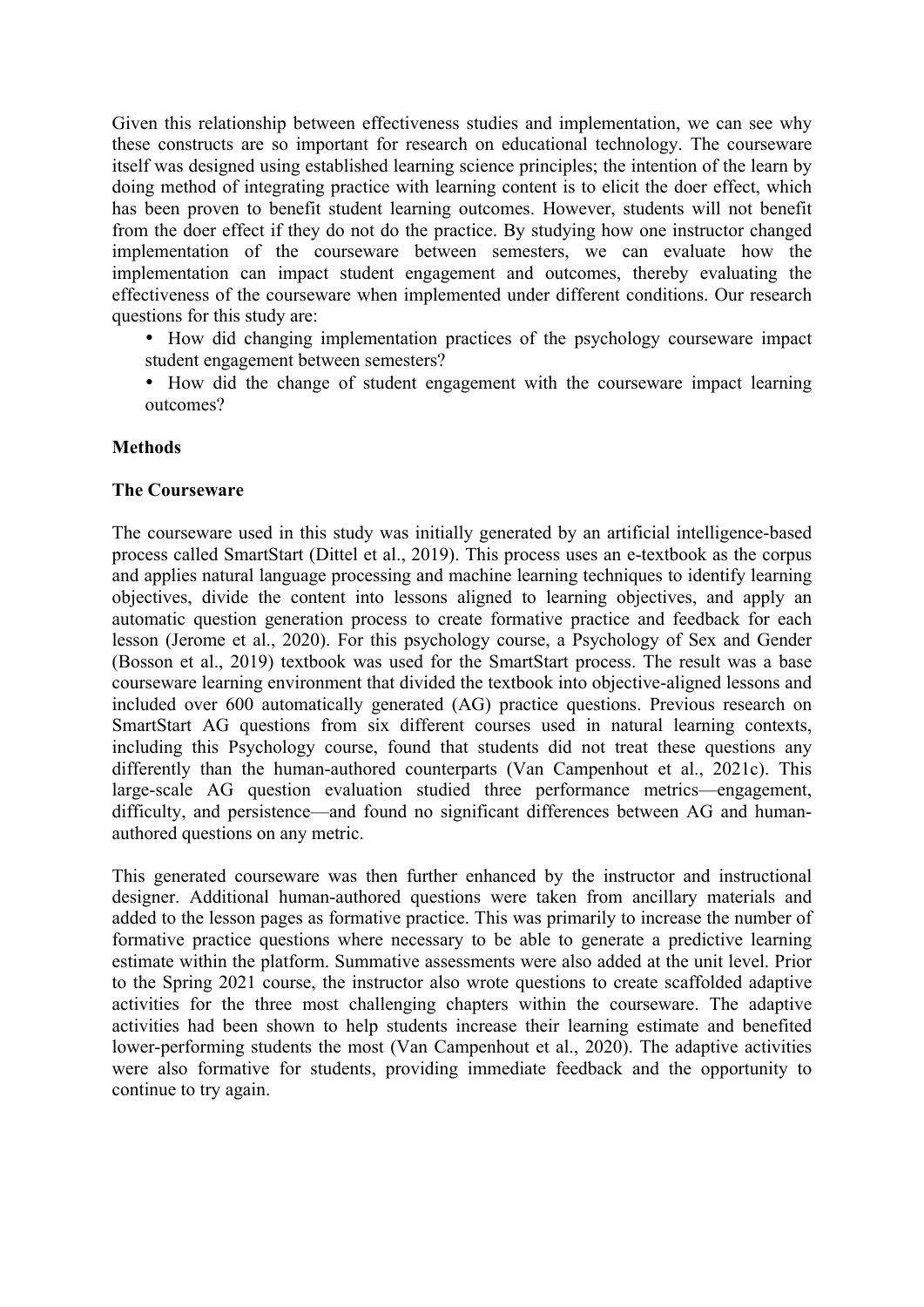Given this relationship between effectiveness studies and implementation, we can see why these constructs are so important for research on educational technology. The courseware itself was designed using established learning science principles; the intention of the learn by doing method of integrating practice with learning content is to elicit the doer effect, which has been proven to benefit student learning outcomes. However, students will not benefit from the doer effect if they do not do the practice. By studying how one instructor changed implementation of the courseware between semesters, we can evaluate how the implementation can impact student engagement and outcomes, thereby evaluating the effectiveness of the courseware when implemented under different conditions. Our research questions for this study are:

- How did changing implementation practices of the psychology courseware impact student engagement between semesters?
- How did the change of student engagement with the courseware impact learning outcomes?

**Methods**

**The Courseware**

The courseware used in this study was initially generated by an artificial intelligence-based process called SmartStart (Dittel et al., 2019). This process uses an e-textbook as the corpus and applies natural language processing and machine learning techniques to identify learning objectives, divide the content into lessons aligned to learning objectives, and apply an automatic question generation process to create formative practice and feedback for each lesson (Jerome et al., 2020). For this psychology course, a Psychology of Sex and Gender (Bosson et al., 2019) textbook was used for the SmartStart process. The result was a base courseware learning environment that divided the textbook into objective-aligned lessons and included over 600 automatically generated (AG) practice questions. Previous research on SmartStart AG questions from six different courses used in natural learning contexts, including this Psychology course, found that students did not treat these questions any differently than the human-authored counterparts (Van Campenhout et al., 2021c). This large-scale AG question evaluation studied three performance metrics—engagement, difficulty, and persistence—and found no significant differences between AG and human-authored questions on any metric.

This generated courseware was then further enhanced by the instructor and instructional designer. Additional human-authored questions were taken from ancillary materials and added to the lesson pages as formative practice. This was primarily to increase the number of formative practice questions where necessary to be able to generate a predictive learning estimate within the platform. Summative assessments were also added at the unit level. Prior to the Spring 2021 course, the instructor also wrote questions to create scaffolded adaptive activities for the three most challenging chapters within the courseware. The adaptive activities had been shown to help students increase their learning estimate and benefited lower-performing students the most (Van Campenhout et al., 2020). The adaptive activities were also formative for students, providing immediate feedback and the opportunity to continue to try again.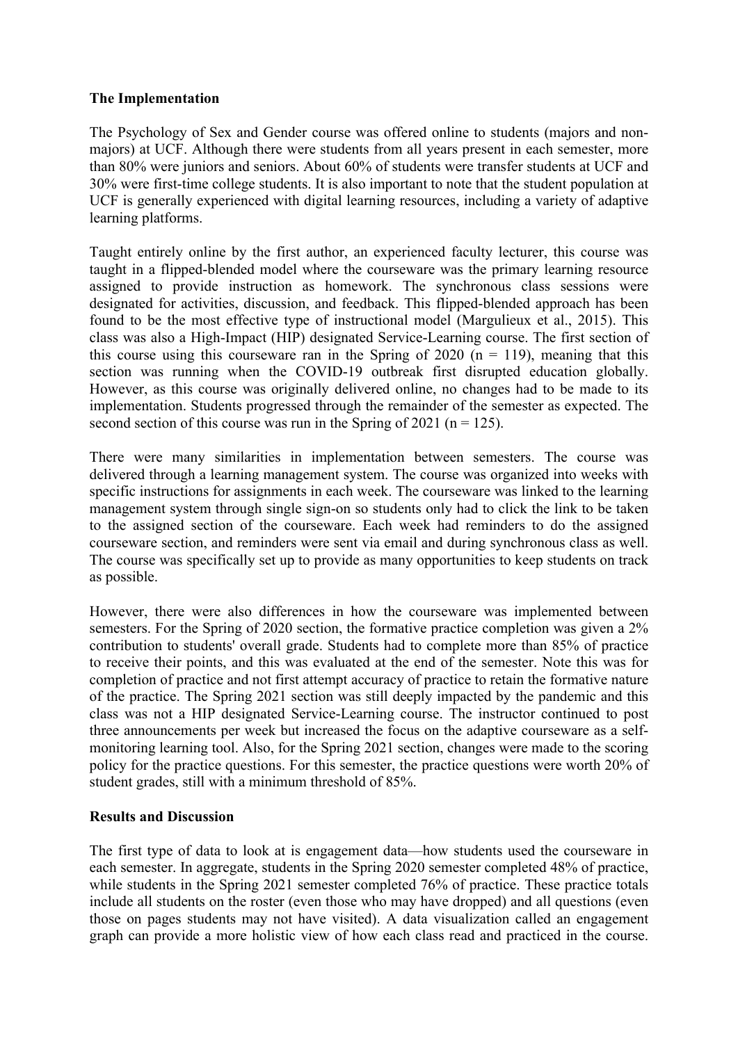## The Implementation

The Psychology of Sex and Gender course was offered online to students (majors and non-majors) at UCF. Although there were students from all years present in each semester, more than 80% were juniors and seniors. About 60% of students were transfer students at UCF and 30% were first-time college students. It is also important to note that the student population at UCF is generally experienced with digital learning resources, including a variety of adaptive learning platforms.

Taught entirely online by the first author, an experienced faculty lecturer, this course was taught in a flipped-blended model where the courseware was the primary learning resource assigned to provide instruction as homework. The synchronous class sessions were designated for activities, discussion, and feedback. This flipped-blended approach has been found to be the most effective type of instructional model (Margulieux et al., 2015). This class was also a High-Impact (HIP) designated Service-Learning course. The first section of this course using this courseware ran in the Spring of 2020 (n = 119), meaning that this section was running when the COVID-19 outbreak first disrupted education globally. However, as this course was originally delivered online, no changes had to be made to its implementation. Students progressed through the remainder of the semester as expected. The second section of this course was run in the Spring of 2021 (n = 125).

There were many similarities in implementation between semesters. The course was delivered through a learning management system. The course was organized into weeks with specific instructions for assignments in each week. The courseware was linked to the learning management system through single sign-on so students only had to click the link to be taken to the assigned section of the courseware. Each week had reminders to do the assigned courseware section, and reminders were sent via email and during synchronous class as well. The course was specifically set up to provide as many opportunities to keep students on track as possible.

However, there were also differences in how the courseware was implemented between semesters. For the Spring of 2020 section, the formative practice completion was given a 2% contribution to students' overall grade. Students had to complete more than 85% of practice to receive their points, and this was evaluated at the end of the semester. Note this was for completion of practice and not first attempt accuracy of practice to retain the formative nature of the practice. The Spring 2021 section was still deeply impacted by the pandemic and this class was not a HIP designated Service-Learning course. The instructor continued to post three announcements per week but increased the focus on the adaptive courseware as a self-monitoring learning tool. Also, for the Spring 2021 section, changes were made to the scoring policy for the practice questions. For this semester, the practice questions were worth 20% of student grades, still with a minimum threshold of 85%.

## Results and Discussion

The first type of data to look at is engagement data—how students used the courseware in each semester. In aggregate, students in the Spring 2020 semester completed 48% of practice, while students in the Spring 2021 semester completed 76% of practice. These practice totals include all students on the roster (even those who may have dropped) and all questions (even those on pages students may not have visited). A data visualization called an engagement graph can provide a more holistic view of how each class read and practiced in the course.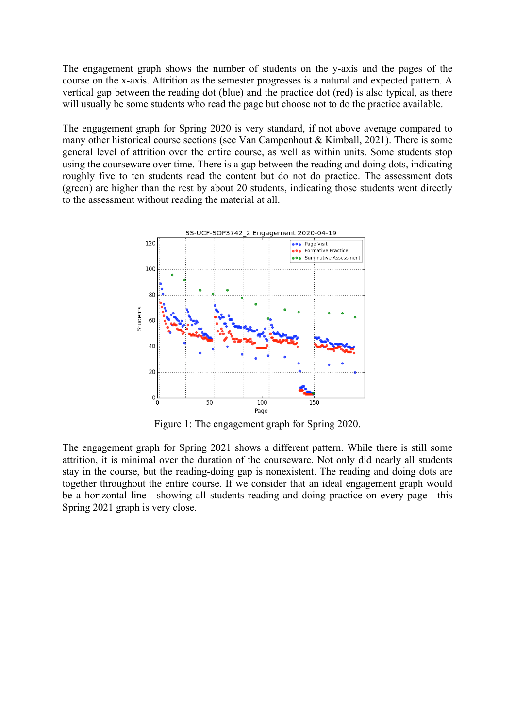The engagement graph shows the number of students on the y-axis and the pages of the course on the x-axis. Attrition as the semester progresses is a natural and expected pattern. A vertical gap between the reading dot (blue) and the practice dot (red) is also typical, as there will usually be some students who read the page but choose not to do the practice available.

The engagement graph for Spring 2020 is very standard, if not above average compared to many other historical course sections (see Van Campenhout & Kimball, 2021). There is some general level of attrition over the entire course, as well as within units. Some students stop using the courseware over time. There is a gap between the reading and doing dots, indicating roughly five to ten students read the content but do not do practice. The assessment dots (green) are higher than the rest by about 20 students, indicating those students went directly to the assessment without reading the material at all.

Figure 1: The engagement graph for Spring 2020.

The engagement graph for Spring 2021 shows a different pattern. While there is still some attrition, it is minimal over the duration of the courseware. Not only did nearly all students stay in the course, but the reading-doing gap is nonexistent. The reading and doing dots are together throughout the entire course. If we consider that an ideal engagement graph would be a horizontal line—showing all students reading and doing practice on every page—this Spring 2021 graph is very close.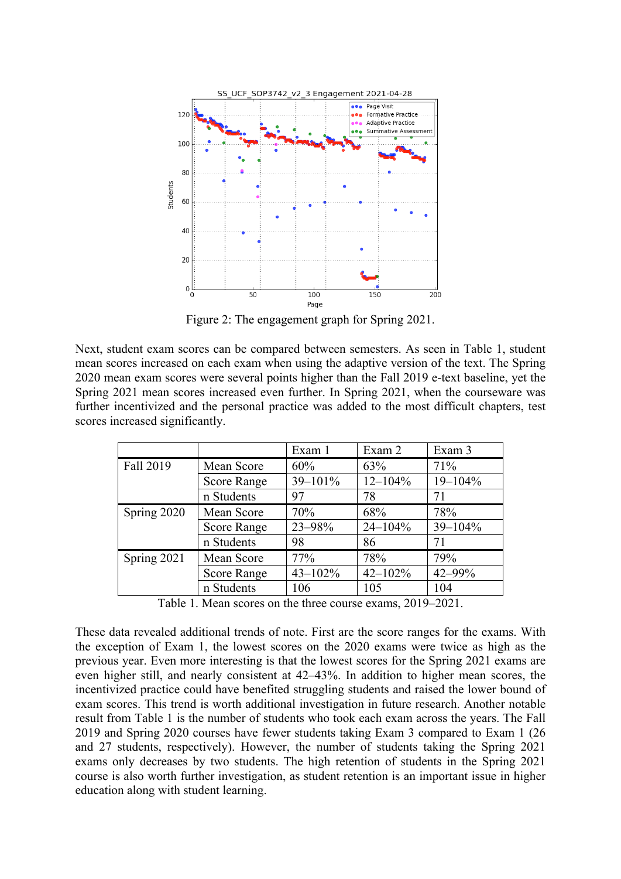Figure 2: The engagement graph for Spring 2021.

Next, student exam scores can be compared between semesters. As seen in Table 1, student mean scores increased on each exam when using the adaptive version of the text. The Spring 2020 mean exam scores were several points higher than the Fall 2019 e-text baseline, yet the Spring 2021 mean scores increased even further. In Spring 2021, when the courseware was further incentivized and the personal practice was added to the most difficult chapters, test scores increased significantly.

| | | Exam 1 | Exam 2 | Exam 3 |
|---|---|---|---|---|
| Fall 2019 | Mean Score | 60% | 63% | 71% |
| | Score Range | 39–101% | 12–104% | 19–104% |
| | n Students | 97 | 78 | 71 |
| Spring 2020 | Mean Score | 70% | 68% | 78% |
| | Score Range | 23–98% | 24–104% | 39–104% |
| | n Students | 98 | 86 | 71 |
| Spring 2021 | Mean Score | 77% | 78% | 79% |
| | Score Range | 43–102% | 42–102% | 42–99% |
| | n Students | 106 | 105 | 104 |

Table 1. Mean scores on the three course exams, 2019–2021.

These data revealed additional trends of note. First are the score ranges for the exams. With the exception of Exam 1, the lowest scores on the 2020 exams were twice as high as the previous year. Even more interesting is that the lowest scores for the Spring 2021 exams are even higher still, and nearly consistent at 42–43%. In addition to higher mean scores, the incentivized practice could have benefited struggling students and raised the lower bound of exam scores. This trend is worth additional investigation in future research. Another notable result from Table 1 is the number of students who took each exam across the years. The Fall 2019 and Spring 2020 courses have fewer students taking Exam 3 compared to Exam 1 (26 and 27 students, respectively). However, the number of students taking the Spring 2021 exams only decreases by two students. The high retention of students in the Spring 2021 course is also worth further investigation, as student retention is an important issue in higher education along with student learning.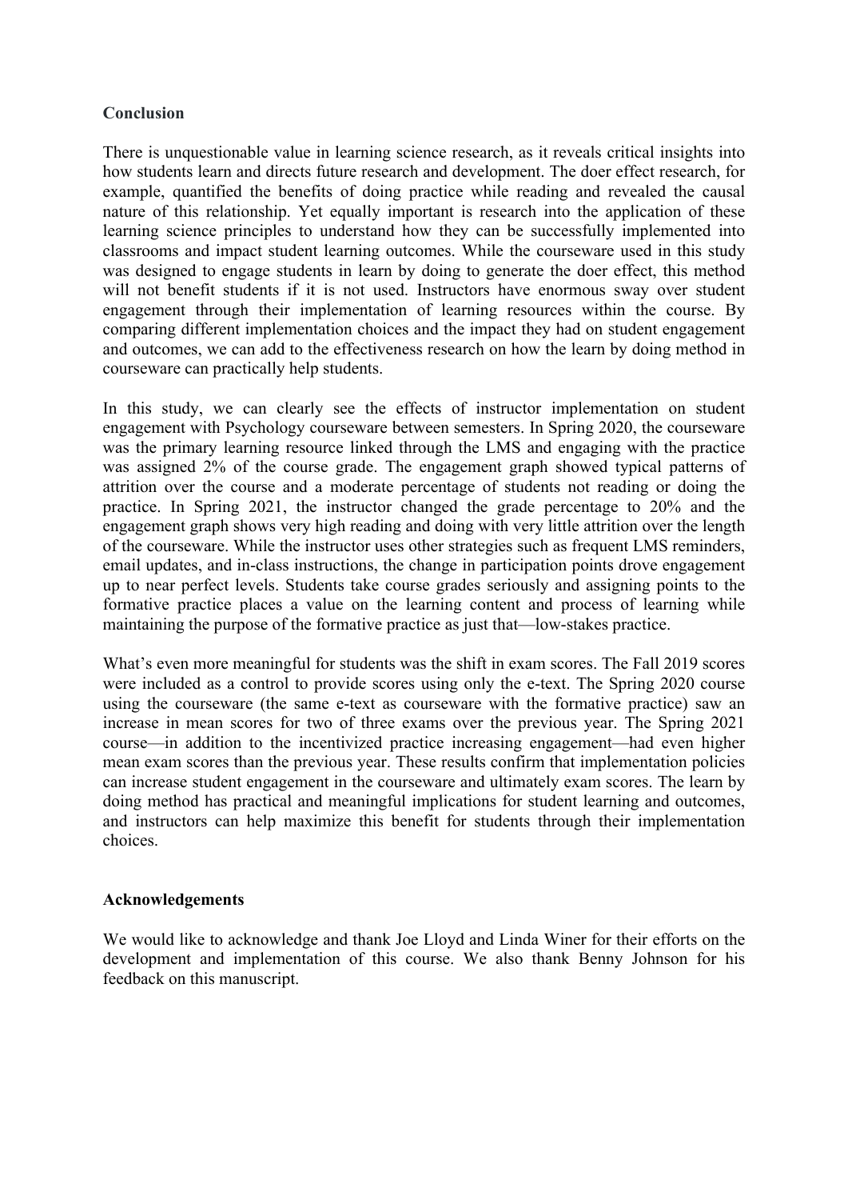## Conclusion

There is unquestionable value in learning science research, as it reveals critical insights into how students learn and directs future research and development. The doer effect research, for example, quantified the benefits of doing practice while reading and revealed the causal nature of this relationship. Yet equally important is research into the application of these learning science principles to understand how they can be successfully implemented into classrooms and impact student learning outcomes. While the courseware used in this study was designed to engage students in learn by doing to generate the doer effect, this method will not benefit students if it is not used. Instructors have enormous sway over student engagement through their implementation of learning resources within the course. By comparing different implementation choices and the impact they had on student engagement and outcomes, we can add to the effectiveness research on how the learn by doing method in courseware can practically help students.

In this study, we can clearly see the effects of instructor implementation on student engagement with Psychology courseware between semesters. In Spring 2020, the courseware was the primary learning resource linked through the LMS and engaging with the practice was assigned 2% of the course grade. The engagement graph showed typical patterns of attrition over the course and a moderate percentage of students not reading or doing the practice. In Spring 2021, the instructor changed the grade percentage to 20% and the engagement graph shows very high reading and doing with very little attrition over the length of the courseware. While the instructor uses other strategies such as frequent LMS reminders, email updates, and in-class instructions, the change in participation points drove engagement up to near perfect levels. Students take course grades seriously and assigning points to the formative practice places a value on the learning content and process of learning while maintaining the purpose of the formative practice as just that—low-stakes practice.

What's even more meaningful for students was the shift in exam scores. The Fall 2019 scores were included as a control to provide scores using only the e-text. The Spring 2020 course using the courseware (the same e-text as courseware with the formative practice) saw an increase in mean scores for two of three exams over the previous year. The Spring 2021 course—in addition to the incentivized practice increasing engagement—had even higher mean exam scores than the previous year. These results confirm that implementation policies can increase student engagement in the courseware and ultimately exam scores. The learn by doing method has practical and meaningful implications for student learning and outcomes, and instructors can help maximize this benefit for students through their implementation choices.

## Acknowledgements

We would like to acknowledge and thank Joe Lloyd and Linda Winer for their efforts on the development and implementation of this course. We also thank Benny Johnson for his feedback on this manuscript.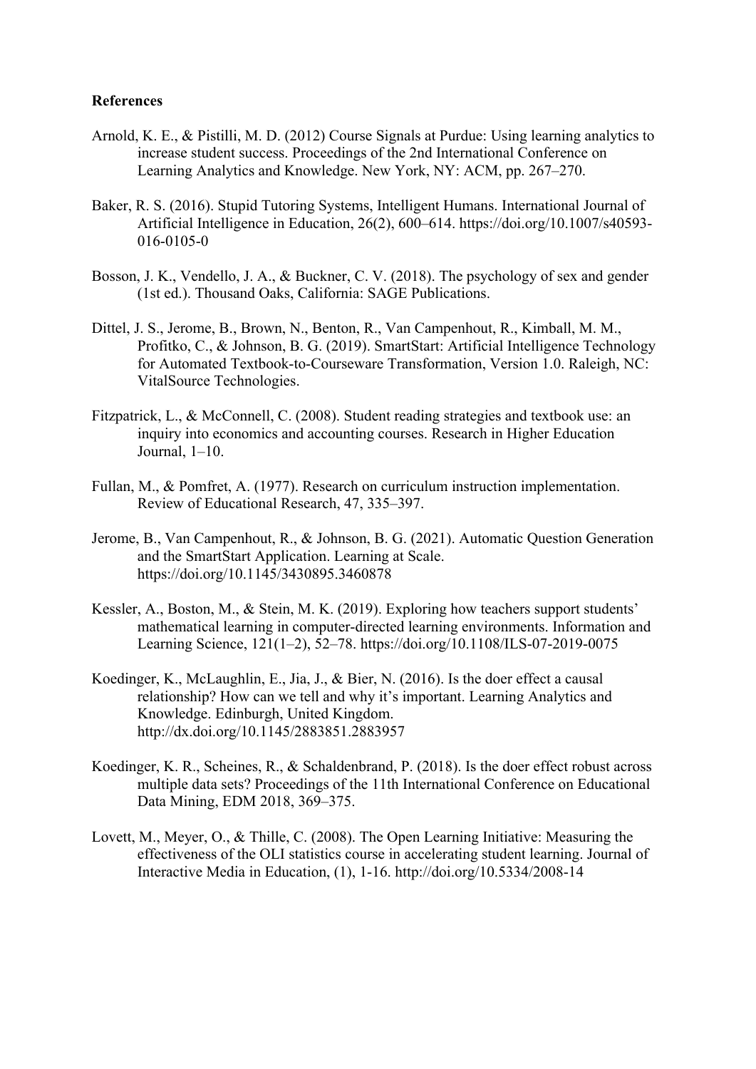**References**

Arnold, K. E., & Pistilli, M. D. (2012) Course Signals at Purdue: Using learning analytics to increase student success. Proceedings of the 2nd International Conference on Learning Analytics and Knowledge. New York, NY: ACM, pp. 267–270.

Baker, R. S. (2016). Stupid Tutoring Systems, Intelligent Humans. International Journal of Artificial Intelligence in Education, 26(2), 600–614. https://doi.org/10.1007/s40593-016-0105-0

Bosson, J. K., Vendello, J. A., & Buckner, C. V. (2018). The psychology of sex and gender (1st ed.). Thousand Oaks, California: SAGE Publications.

Dittel, J. S., Jerome, B., Brown, N., Benton, R., Van Campenhout, R., Kimball, M. M., Profitko, C., & Johnson, B. G. (2019). SmartStart: Artificial Intelligence Technology for Automated Textbook-to-Courseware Transformation, Version 1.0. Raleigh, NC: VitalSource Technologies.

Fitzpatrick, L., & McConnell, C. (2008). Student reading strategies and textbook use: an inquiry into economics and accounting courses. Research in Higher Education Journal, 1–10.

Fullan, M., & Pomfret, A. (1977). Research on curriculum instruction implementation. Review of Educational Research, 47, 335–397.

Jerome, B., Van Campenhout, R., & Johnson, B. G. (2021). Automatic Question Generation and the SmartStart Application. Learning at Scale. https://doi.org/10.1145/3430895.3460878

Kessler, A., Boston, M., & Stein, M. K. (2019). Exploring how teachers support students' mathematical learning in computer-directed learning environments. Information and Learning Science, 121(1–2), 52–78. https://doi.org/10.1108/ILS-07-2019-0075

Koedinger, K., McLaughlin, E., Jia, J., & Bier, N. (2016). Is the doer effect a causal relationship? How can we tell and why it's important. Learning Analytics and Knowledge. Edinburgh, United Kingdom. http://dx.doi.org/10.1145/2883851.2883957

Koedinger, K. R., Scheines, R., & Schaldenbrand, P. (2018). Is the doer effect robust across multiple data sets? Proceedings of the 11th International Conference on Educational Data Mining, EDM 2018, 369–375.

Lovett, M., Meyer, O., & Thille, C. (2008). The Open Learning Initiative: Measuring the effectiveness of the OLI statistics course in accelerating student learning. Journal of Interactive Media in Education, (1), 1-16. http://doi.org/10.5334/2008-14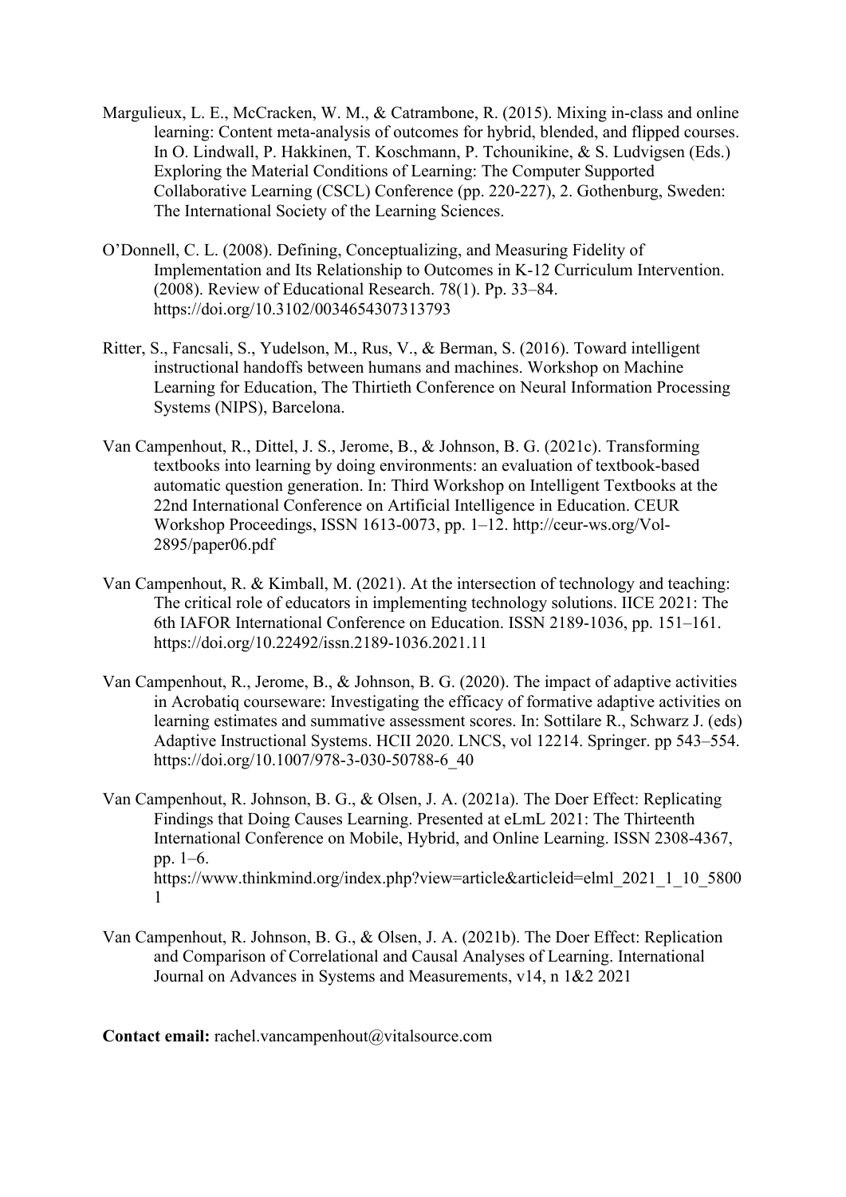Margulieux, L. E., McCracken, W. M., & Catrambone, R. (2015). Mixing in-class and online learning: Content meta-analysis of outcomes for hybrid, blended, and flipped courses. In O. Lindwall, P. Hakkinen, T. Koschmann, P. Tchounikine, & S. Ludvigsen (Eds.) Exploring the Material Conditions of Learning: The Computer Supported Collaborative Learning (CSCL) Conference (pp. 220-227), 2. Gothenburg, Sweden: The International Society of the Learning Sciences.

O'Donnell, C. L. (2008). Defining, Conceptualizing, and Measuring Fidelity of Implementation and Its Relationship to Outcomes in K-12 Curriculum Intervention. (2008). Review of Educational Research. 78(1). Pp. 33–84. https://doi.org/10.3102/0034654307313793

Ritter, S., Fancsali, S., Yudelson, M., Rus, V., & Berman, S. (2016). Toward intelligent instructional handoffs between humans and machines. Workshop on Machine Learning for Education, The Thirtieth Conference on Neural Information Processing Systems (NIPS), Barcelona.

Van Campenhout, R., Dittel, J. S., Jerome, B., & Johnson, B. G. (2021c). Transforming textbooks into learning by doing environments: an evaluation of textbook-based automatic question generation. In: Third Workshop on Intelligent Textbooks at the 22nd International Conference on Artificial Intelligence in Education. CEUR Workshop Proceedings, ISSN 1613-0073, pp. 1–12. http://ceur-ws.org/Vol-2895/paper06.pdf

Van Campenhout, R. & Kimball, M. (2021). At the intersection of technology and teaching: The critical role of educators in implementing technology solutions. IICE 2021: The 6th IAFOR International Conference on Education. ISSN 2189-1036, pp. 151–161. https://doi.org/10.22492/issn.2189-1036.2021.11

Van Campenhout, R., Jerome, B., & Johnson, B. G. (2020). The impact of adaptive activities in Acrobatiq courseware: Investigating the efficacy of formative adaptive activities on learning estimates and summative assessment scores. In: Sottilare R., Schwarz J. (eds) Adaptive Instructional Systems. HCII 2020. LNCS, vol 12214. Springer. pp 543–554. https://doi.org/10.1007/978-3-030-50788-6_40

Van Campenhout, R. Johnson, B. G., & Olsen, J. A. (2021a). The Doer Effect: Replicating Findings that Doing Causes Learning. Presented at eLmL 2021: The Thirteenth International Conference on Mobile, Hybrid, and Online Learning. ISSN 2308-4367, pp. 1–6. https://www.thinkmind.org/index.php?view=article&articleid=elml_2021_1_10_58001

Van Campenhout, R. Johnson, B. G., & Olsen, J. A. (2021b). The Doer Effect: Replication and Comparison of Correlational and Causal Analyses of Learning. International Journal on Advances in Systems and Measurements, v14, n 1&2 2021

**Contact email:** rachel.vancampenhout@vitalsource.com